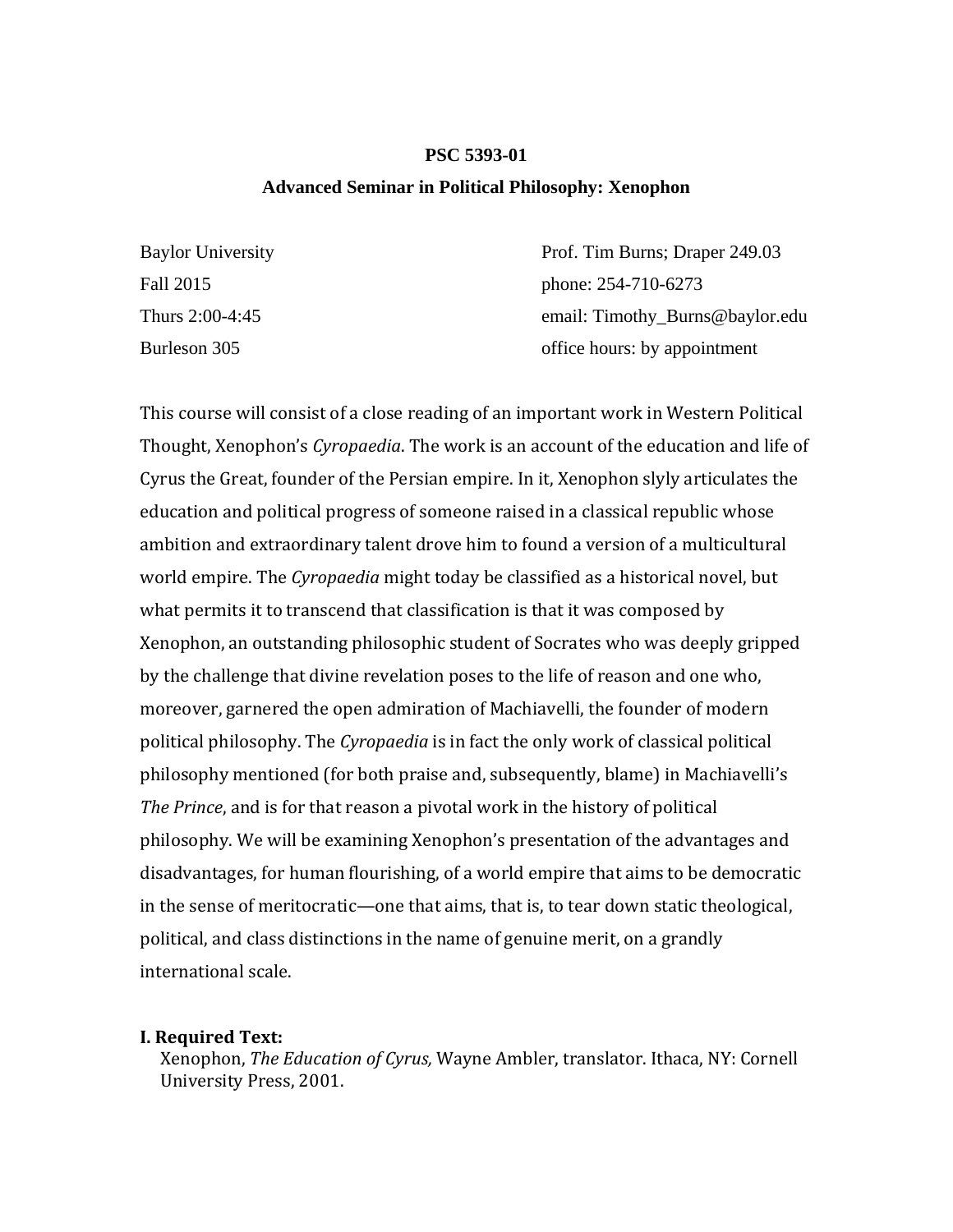**PSC 5393-01**

**Advanced Seminar in Political Philosophy: Xenophon**

Baylor University
Fall 2015
Thurs 2:00-4:45
Burleson 305

Prof. Tim Burns; Draper 249.03
phone: 254-710-6273
email: Timothy_Burns@baylor.edu
office hours: by appointment

This course will consist of a close reading of an important work in Western Political Thought, Xenophon's *Cyropaedia*. The work is an account of the education and life of Cyrus the Great, founder of the Persian empire. In it, Xenophon slyly articulates the education and political progress of someone raised in a classical republic whose ambition and extraordinary talent drove him to found a version of a multicultural world empire. The *Cyropaedia* might today be classified as a historical novel, but what permits it to transcend that classification is that it was composed by Xenophon, an outstanding philosophic student of Socrates who was deeply gripped by the challenge that divine revelation poses to the life of reason and one who, moreover, garnered the open admiration of Machiavelli, the founder of modern political philosophy. The *Cyropaedia* is in fact the only work of classical political philosophy mentioned (for both praise and, subsequently, blame) in Machiavelli's *The Prince*, and is for that reason a pivotal work in the history of political philosophy. We will be examining Xenophon's presentation of the advantages and disadvantages, for human flourishing, of a world empire that aims to be democratic in the sense of meritocratic—one that aims, that is, to tear down static theological, political, and class distinctions in the name of genuine merit, on a grandly international scale.

## I. Required Text:

Xenophon, *The Education of Cyrus,* Wayne Ambler, translator. Ithaca, NY: Cornell University Press, 2001.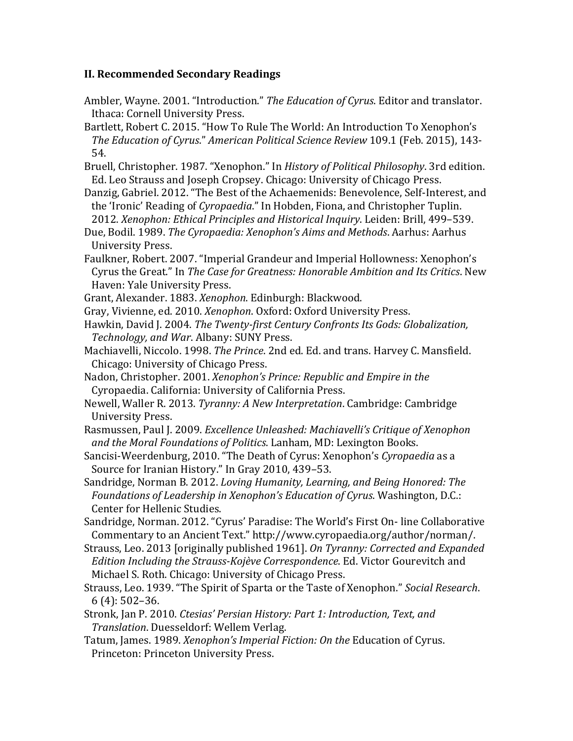### II. Recommended Secondary Readings

Ambler, Wayne. 2001. "Introduction." *The Education of Cyrus*. Editor and translator. Ithaca: Cornell University Press.

Bartlett, Robert C. 2015. "How To Rule The World: An Introduction To Xenophon's *The Education of Cyrus*." *American Political Science Review* 109.1 (Feb. 2015), 143-54.

Bruell, Christopher. 1987. "Xenophon." In *History of Political Philosophy*. 3rd edition. Ed. Leo Strauss and Joseph Cropsey. Chicago: University of Chicago Press.

Danzig, Gabriel. 2012. "The Best of the Achaemenids: Benevolence, Self-Interest, and the 'Ironic' Reading of *Cyropaedia*." In Hobden, Fiona, and Christopher Tuplin. 2012. *Xenophon: Ethical Principles and Historical Inquiry*. Leiden: Brill, 499–539.

Due, Bodil. 1989. *The Cyropaedia: Xenophon's Aims and Methods*. Aarhus: Aarhus University Press.

Faulkner, Robert. 2007. "Imperial Grandeur and Imperial Hollowness: Xenophon's Cyrus the Great." In *The Case for Greatness: Honorable Ambition and Its Critics*. New Haven: Yale University Press.

Grant, Alexander. 1883. *Xenophon*. Edinburgh: Blackwood.

Gray, Vivienne, ed. 2010. *Xenophon*. Oxford: Oxford University Press.

Hawkin, David J. 2004. *The Twenty-first Century Confronts Its Gods: Globalization, Technology, and War*. Albany: SUNY Press.

Machiavelli, Niccolo. 1998. *The Prince*. 2nd ed. Ed. and trans. Harvey C. Mansfield. Chicago: University of Chicago Press.

Nadon, Christopher. 2001. *Xenophon's Prince: Republic and Empire in the* Cyropaedia. California: University of California Press.

Newell, Waller R. 2013. *Tyranny: A New Interpretation*. Cambridge: Cambridge University Press.

Rasmussen, Paul J. 2009. *Excellence Unleashed: Machiavelli's Critique of Xenophon and the Moral Foundations of Politics*. Lanham, MD: Lexington Books.

Sancisi-Weerdenburg, 2010. "The Death of Cyrus: Xenophon's *Cyropaedia* as a Source for Iranian History." In Gray 2010, 439–53.

Sandridge, Norman B. 2012. *Loving Humanity, Learning, and Being Honored: The Foundations of Leadership in Xenophon's Education of Cyrus*. Washington, D.C.: Center for Hellenic Studies.

Sandridge, Norman. 2012. "Cyrus' Paradise: The World's First On- line Collaborative Commentary to an Ancient Text." http://www.cyropaedia.org/author/norman/.

Strauss, Leo. 2013 [originally published 1961]. *On Tyranny: Corrected and Expanded Edition Including the Strauss-Kojève Correspondence*. Ed. Victor Gourevitch and Michael S. Roth. Chicago: University of Chicago Press.

Strauss, Leo. 1939. "The Spirit of Sparta or the Taste of Xenophon." *Social Research*. 6 (4): 502–36.

Stronk, Jan P. 2010. *Ctesias' Persian History: Part 1: Introduction, Text, and Translation*. Duesseldorf: Wellem Verlag.

Tatum, James. 1989. *Xenophon's Imperial Fiction: On the* Education of Cyrus. Princeton: Princeton University Press.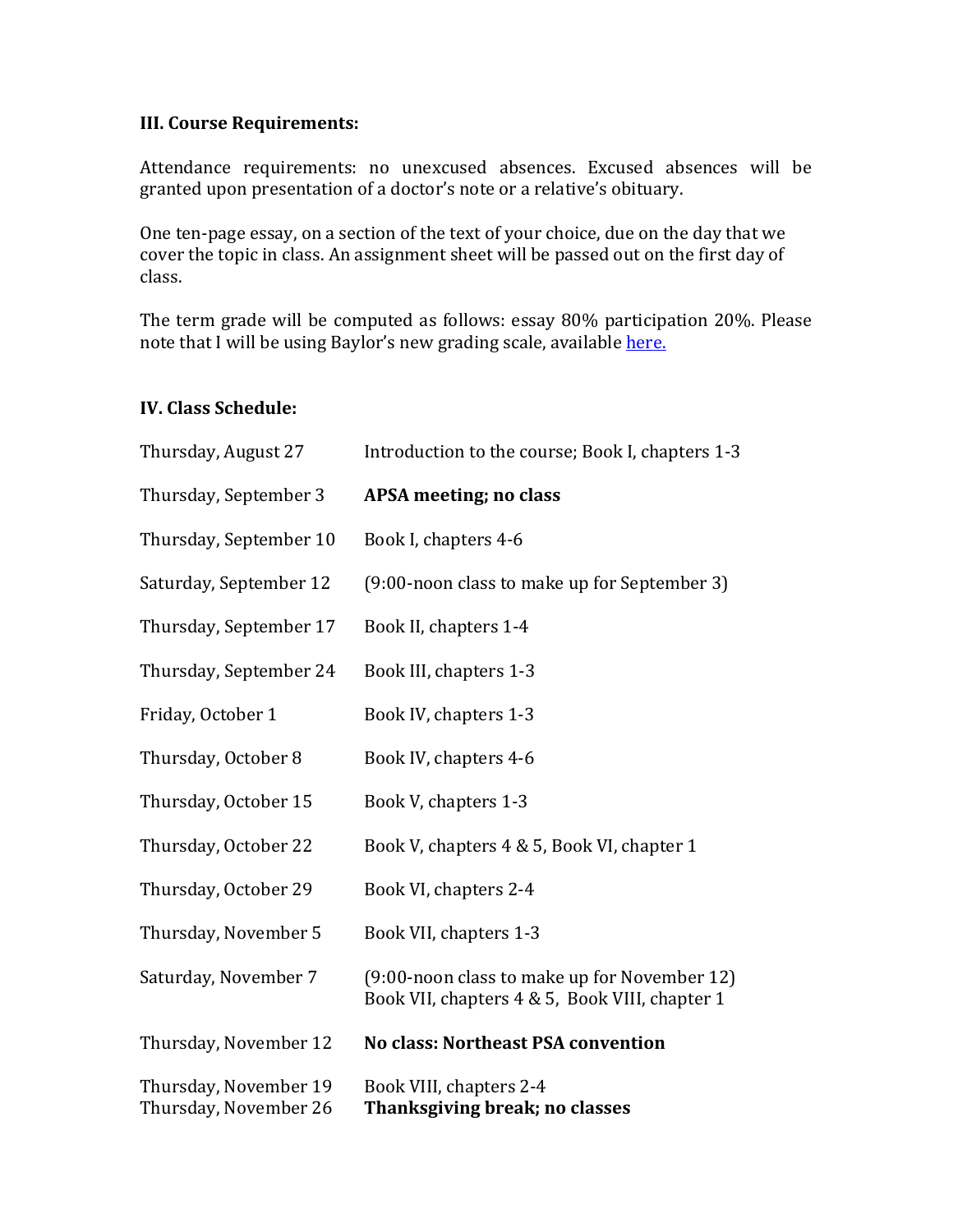### III. Course Requirements:

Attendance requirements: no unexcused absences. Excused absences will be granted upon presentation of a doctor's note or a relative's obituary.

One ten-page essay, on a section of the text of your choice, due on the day that we cover the topic in class. An assignment sheet will be passed out on the first day of class.

The term grade will be computed as follows: essay 80% participation 20%. Please note that I will be using Baylor's new grading scale, available here.

### IV. Class Schedule:

| | |
|---|---|
| Thursday, August 27 | Introduction to the course; Book I, chapters 1-3 |
| Thursday, September 3 | **APSA meeting; no class** |
| Thursday, September 10 | Book I, chapters 4-6 |
| Saturday, September 12 | (9:00-noon class to make up for September 3) |
| Thursday, September 17 | Book II, chapters 1-4 |
| Thursday, September 24 | Book III, chapters 1-3 |
| Friday, October 1 | Book IV, chapters 1-3 |
| Thursday, October 8 | Book IV, chapters 4-6 |
| Thursday, October 15 | Book V, chapters 1-3 |
| Thursday, October 22 | Book V, chapters 4 & 5, Book VI, chapter 1 |
| Thursday, October 29 | Book VI, chapters 2-4 |
| Thursday, November 5 | Book VII, chapters 1-3 |
| Saturday, November 7 | (9:00-noon class to make up for November 12) Book VII, chapters 4 & 5, Book VIII, chapter 1 |
| Thursday, November 12 | **No class: Northeast PSA convention** |
| Thursday, November 19 | Book VIII, chapters 2-4 |
| Thursday, November 26 | **Thanksgiving break; no classes** |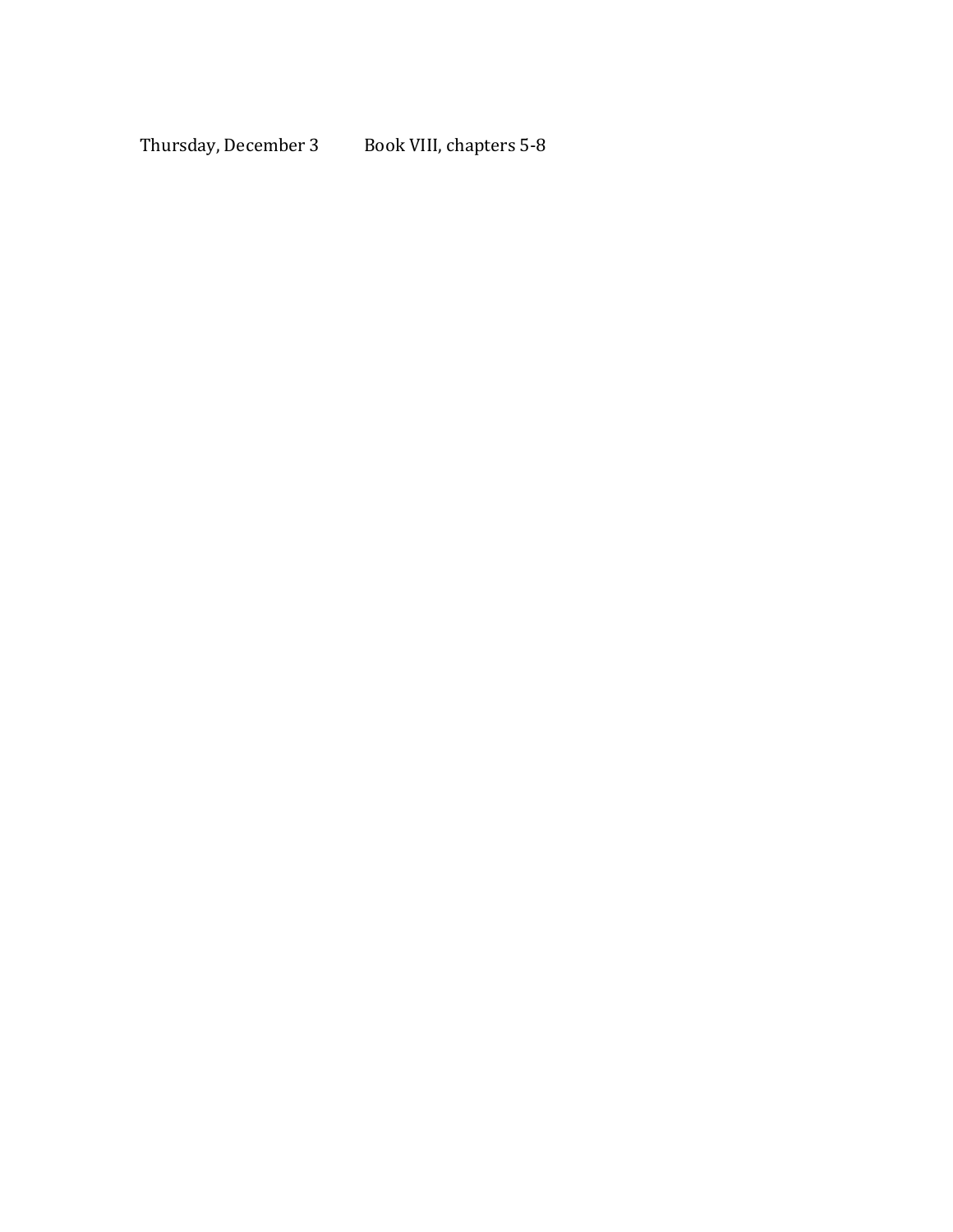Thursday, December 3 Book VIII, chapters 5-8